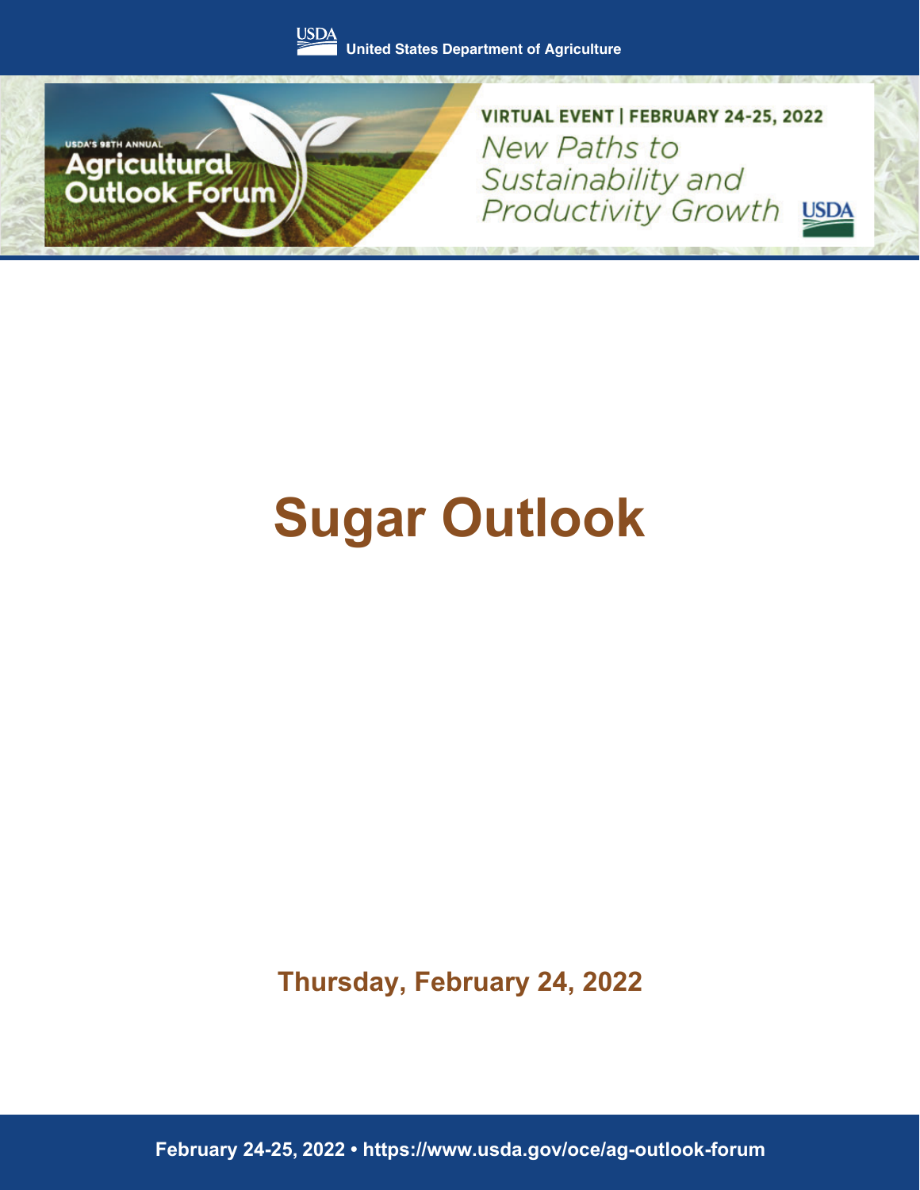USDA United States Department of Agriculture

USDA'S 98TH ANNUAL Agricultural Outlook Forum

VIRTUAL EVENT | FEBRUARY 24-25, 2022

*New Paths to Sustainability and Productivity Growth*

# Sugar Outlook

**Thursday, February 24, 2022**

**February 24-25, 2022 • https://www.usda.gov/oce/ag-outlook-forum**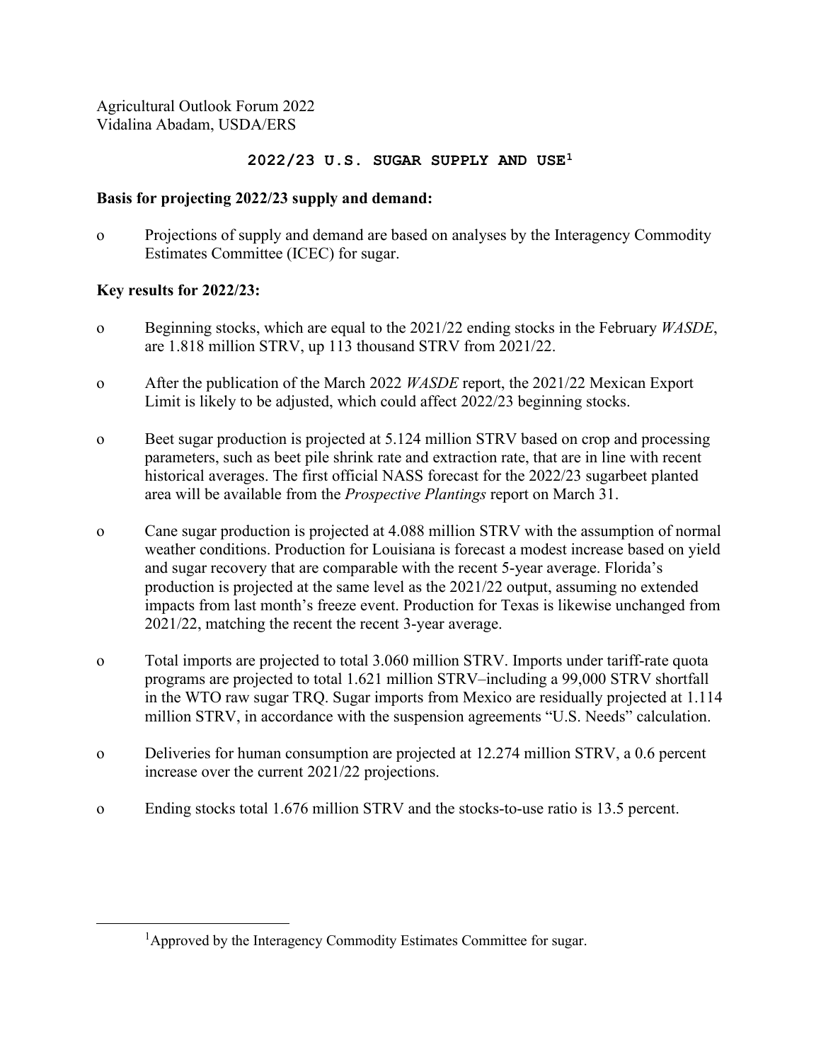Agricultural Outlook Forum 2022
Vidalina Abadam, USDA/ERS

## 2022/23 U.S. SUGAR SUPPLY AND USE[1]

**Basis for projecting 2022/23 supply and demand:**

- Projections of supply and demand are based on analyses by the Interagency Commodity Estimates Committee (ICEC) for sugar.

**Key results for 2022/23:**

- Beginning stocks, which are equal to the 2021/22 ending stocks in the February *WASDE*, are 1.818 million STRV, up 113 thousand STRV from 2021/22.
- After the publication of the March 2022 *WASDE* report, the 2021/22 Mexican Export Limit is likely to be adjusted, which could affect 2022/23 beginning stocks.
- Beet sugar production is projected at 5.124 million STRV based on crop and processing parameters, such as beet pile shrink rate and extraction rate, that are in line with recent historical averages. The first official NASS forecast for the 2022/23 sugarbeet planted area will be available from the *Prospective Plantings* report on March 31.
- Cane sugar production is projected at 4.088 million STRV with the assumption of normal weather conditions. Production for Louisiana is forecast a modest increase based on yield and sugar recovery that are comparable with the recent 5-year average. Florida's production is projected at the same level as the 2021/22 output, assuming no extended impacts from last month's freeze event. Production for Texas is likewise unchanged from 2021/22, matching the recent the recent 3-year average.
- Total imports are projected to total 3.060 million STRV. Imports under tariff-rate quota programs are projected to total 1.621 million STRV–including a 99,000 STRV shortfall in the WTO raw sugar TRQ. Sugar imports from Mexico are residually projected at 1.114 million STRV, in accordance with the suspension agreements "U.S. Needs" calculation.
- Deliveries for human consumption are projected at 12.274 million STRV, a 0.6 percent increase over the current 2021/22 projections.
- Ending stocks total 1.676 million STRV and the stocks-to-use ratio is 13.5 percent.

---

[1] Approved by the Interagency Commodity Estimates Committee for sugar.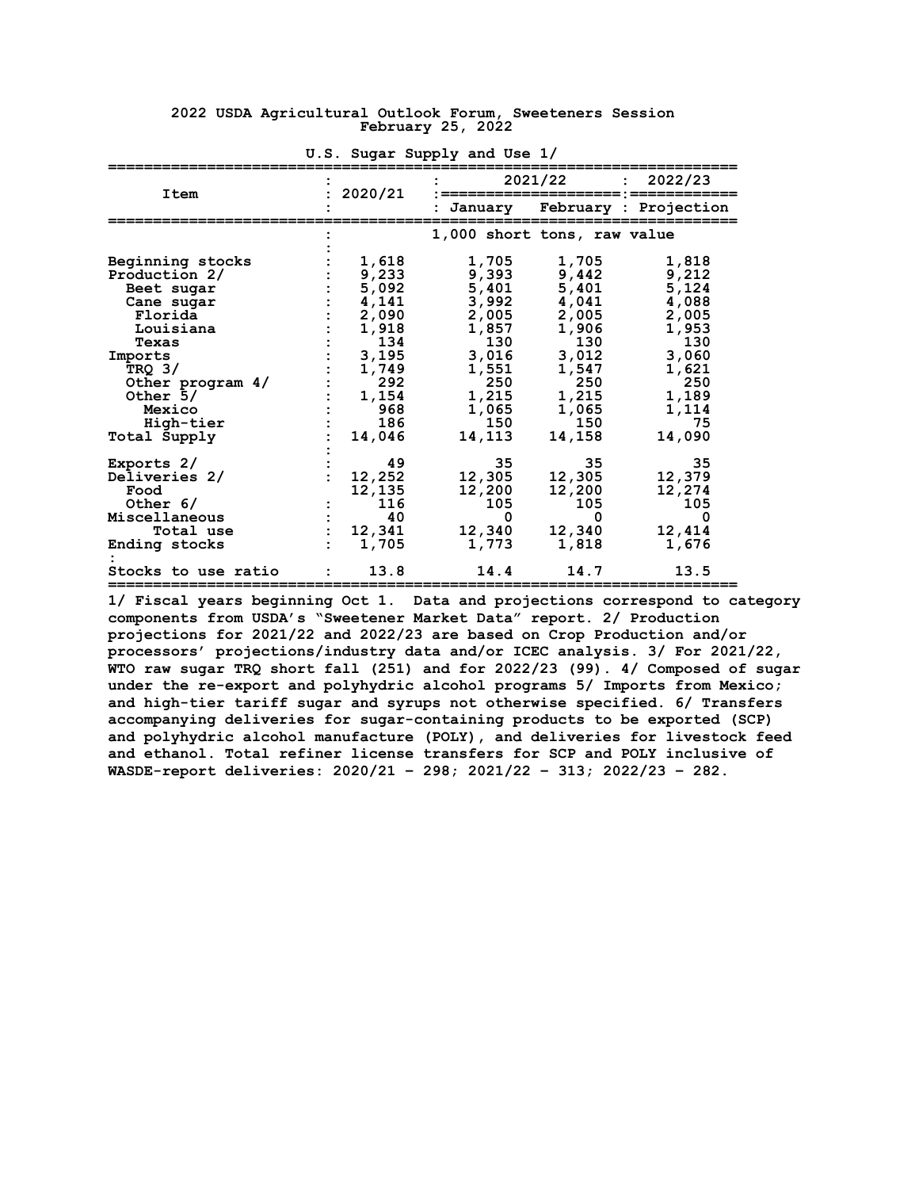2022 USDA Agricultural Outlook Forum, Sweeteners Session
February 25, 2022

U.S. Sugar Supply and Use 1/

| Item | 2020/21 | 2021/22 January | 2021/22 February | 2022/23 Projection |
|---|---|---|---|---|
| | 1,000 short tons, raw value | | | |
| Beginning stocks | 1,618 | 1,705 | 1,705 | 1,818 |
| Production 2/ | 9,233 | 9,393 | 9,442 | 9,212 |
| Beet sugar | 5,092 | 5,401 | 5,401 | 5,124 |
| Cane sugar | 4,141 | 3,992 | 4,041 | 4,088 |
| Florida | 2,090 | 2,005 | 2,005 | 2,005 |
| Louisiana | 1,918 | 1,857 | 1,906 | 1,953 |
| Texas | 134 | 130 | 130 | 130 |
| Imports | 3,195 | 3,016 | 3,012 | 3,060 |
| TRQ 3/ | 1,749 | 1,551 | 1,547 | 1,621 |
| Other program 4/ | 292 | 250 | 250 | 250 |
| Other 5/ | 1,154 | 1,215 | 1,215 | 1,189 |
| Mexico | 968 | 1,065 | 1,065 | 1,114 |
| High-tier | 186 | 150 | 150 | 75 |
| Total Supply | 14,046 | 14,113 | 14,158 | 14,090 |
| Exports 2/ | 49 | 35 | 35 | 35 |
| Deliveries 2/ | 12,252 | 12,305 | 12,305 | 12,379 |
| Food | 12,135 | 12,200 | 12,200 | 12,274 |
| Other 6/ | 116 | 105 | 105 | 105 |
| Miscellaneous | 40 | 0 | 0 | 0 |
| Total use | 12,341 | 12,340 | 12,340 | 12,414 |
| Ending stocks | 1,705 | 1,773 | 1,818 | 1,676 |
| Stocks to use ratio | 13.8 | 14.4 | 14.7 | 13.5 |

1/ Fiscal years beginning Oct 1. Data and projections correspond to category components from USDA's "Sweetener Market Data" report. 2/ Production projections for 2021/22 and 2022/23 are based on Crop Production and/or processors' projections/industry data and/or ICEC analysis. 3/ For 2021/22, WTO raw sugar TRQ short fall (251) and for 2022/23 (99). 4/ Composed of sugar under the re-export and polyhydric alcohol programs 5/ Imports from Mexico; and high-tier tariff sugar and syrups not otherwise specified. 6/ Transfers accompanying deliveries for sugar-containing products to be exported (SCP) and polyhydric alcohol manufacture (POLY), and deliveries for livestock feed and ethanol. Total refiner license transfers for SCP and POLY inclusive of WASDE-report deliveries: 2020/21 – 298; 2021/22 – 313; 2022/23 – 282.